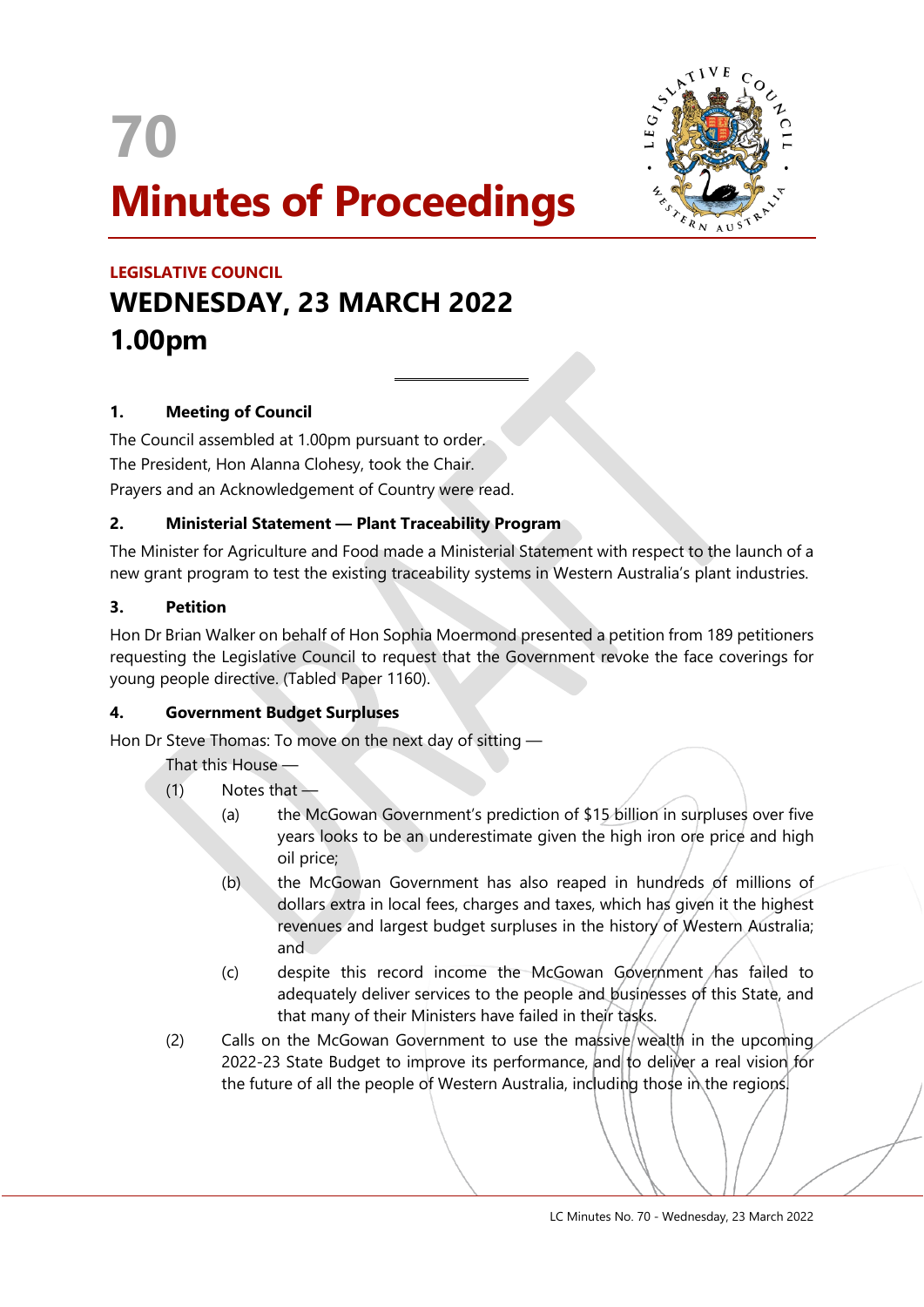# 70

# Minutes of Proceedings

**LEGISLATIVE COUNCIL**

## WEDNESDAY, 23 MARCH 2022
## 1.00pm

---

### 1. Meeting of Council

The Council assembled at 1.00pm pursuant to order.

The President, Hon Alanna Clohesy, took the Chair.

Prayers and an Acknowledgement of Country were read.

### 2. Ministerial Statement — Plant Traceability Program

The Minister for Agriculture and Food made a Ministerial Statement with respect to the launch of a new grant program to test the existing traceability systems in Western Australia's plant industries.

### 3. Petition

Hon Dr Brian Walker on behalf of Hon Sophia Moermond presented a petition from 189 petitioners requesting the Legislative Council to request that the Government revoke the face coverings for young people directive. (Tabled Paper 1160).

### 4. Government Budget Surpluses

Hon Dr Steve Thomas: To move on the next day of sitting —

That this House —

(1) Notes that —

  (a) the McGowan Government's prediction of $15 billion in surpluses over five years looks to be an underestimate given the high iron ore price and high oil price;

  (b) the McGowan Government has also reaped in hundreds of millions of dollars extra in local fees, charges and taxes, which has given it the highest revenues and largest budget surpluses in the history of Western Australia; and

  (c) despite this record income the McGowan Government has failed to adequately deliver services to the people and businesses of this State, and that many of their Ministers have failed in their tasks.

(2) Calls on the McGowan Government to use the massive wealth in the upcoming 2022-23 State Budget to improve its performance, and to deliver a real vision for the future of all the people of Western Australia, including those in the regions.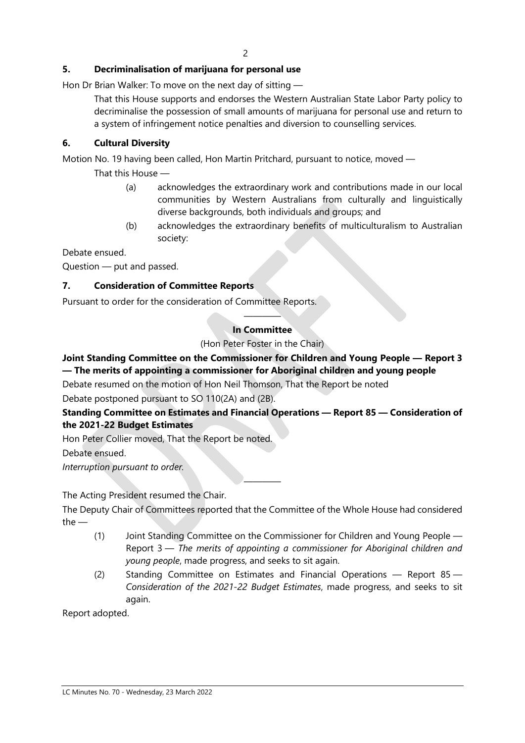### 5. Decriminalisation of marijuana for personal use

Hon Dr Brian Walker: To move on the next day of sitting —

> That this House supports and endorses the Western Australian State Labor Party policy to decriminalise the possession of small amounts of marijuana for personal use and return to a system of infringement notice penalties and diversion to counselling services.

### 6. Cultural Diversity

Motion No. 19 having been called, Hon Martin Pritchard, pursuant to notice, moved —

> That this House —
>
> (a) acknowledges the extraordinary work and contributions made in our local communities by Western Australians from culturally and linguistically diverse backgrounds, both individuals and groups; and
>
> (b) acknowledges the extraordinary benefits of multiculturalism to Australian society:

Debate ensued.

Question — put and passed.

### 7. Consideration of Committee Reports

Pursuant to order for the consideration of Committee Reports.

---

**In Committee**

(Hon Peter Foster in the Chair)

**Joint Standing Committee on the Commissioner for Children and Young People — Report 3 — The merits of appointing a commissioner for Aboriginal children and young people**

Debate resumed on the motion of Hon Neil Thomson, That the Report be noted

Debate postponed pursuant to SO 110(2A) and (2B).

**Standing Committee on Estimates and Financial Operations — Report 85 — Consideration of the 2021-22 Budget Estimates**

Hon Peter Collier moved, That the Report be noted.

Debate ensued.

*Interruption pursuant to order.*

---

The Acting President resumed the Chair.

The Deputy Chair of Committees reported that the Committee of the Whole House had considered the —

(1) Joint Standing Committee on the Commissioner for Children and Young People — Report 3 — *The merits of appointing a commissioner for Aboriginal children and young people*, made progress, and seeks to sit again.

(2) Standing Committee on Estimates and Financial Operations — Report 85 — *Consideration of the 2021-22 Budget Estimates*, made progress, and seeks to sit again.

Report adopted.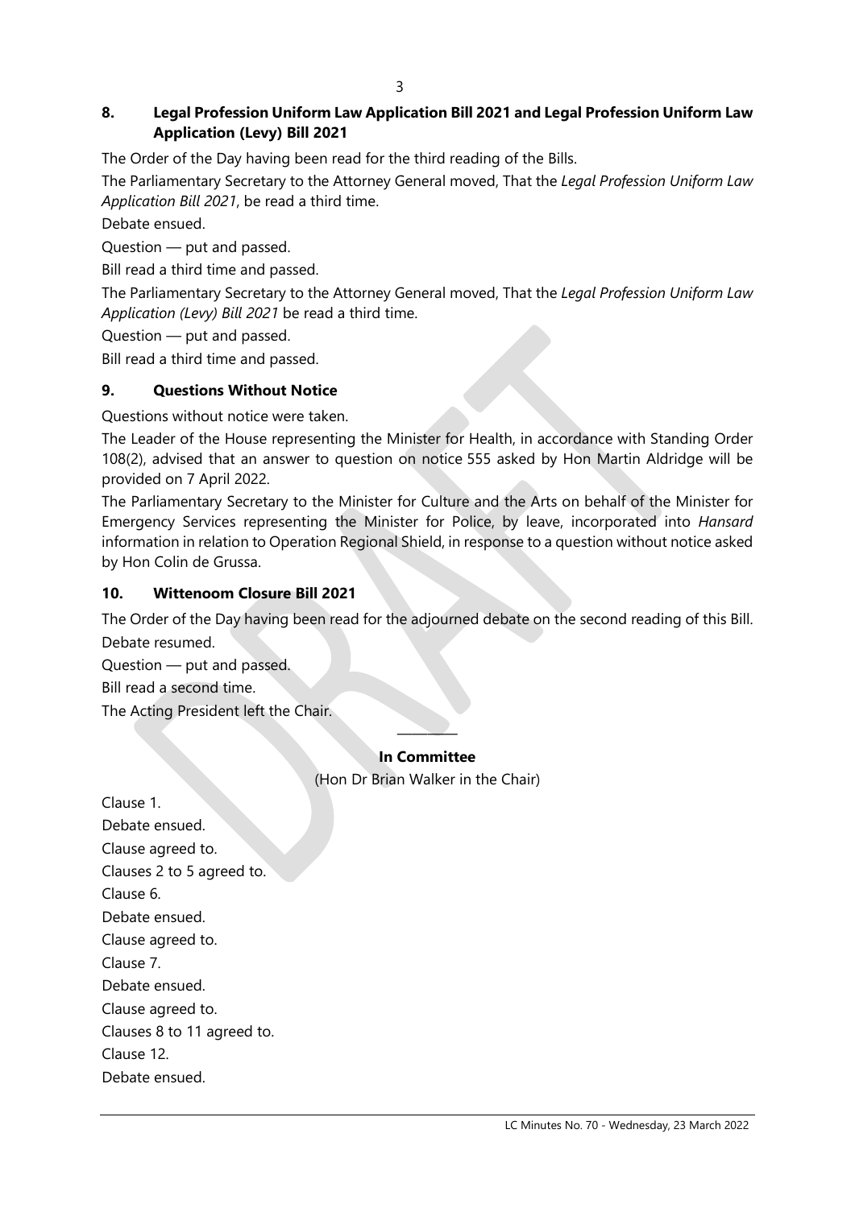## 8. Legal Profession Uniform Law Application Bill 2021 and Legal Profession Uniform Law Application (Levy) Bill 2021

The Order of the Day having been read for the third reading of the Bills.

The Parliamentary Secretary to the Attorney General moved, That the *Legal Profession Uniform Law Application Bill 2021*, be read a third time.

Debate ensued.

Question — put and passed.

Bill read a third time and passed.

The Parliamentary Secretary to the Attorney General moved, That the *Legal Profession Uniform Law Application (Levy) Bill 2021* be read a third time.

Question — put and passed.

Bill read a third time and passed.

## 9. Questions Without Notice

Questions without notice were taken.

The Leader of the House representing the Minister for Health, in accordance with Standing Order 108(2), advised that an answer to question on notice 555 asked by Hon Martin Aldridge will be provided on 7 April 2022.

The Parliamentary Secretary to the Minister for Culture and the Arts on behalf of the Minister for Emergency Services representing the Minister for Police, by leave, incorporated into *Hansard* information in relation to Operation Regional Shield, in response to a question without notice asked by Hon Colin de Grussa.

## 10. Wittenoom Closure Bill 2021

The Order of the Day having been read for the adjourned debate on the second reading of this Bill.

Debate resumed.

Question — put and passed.

Bill read a second time.

The Acting President left the Chair.

---

**In Committee**

(Hon Dr Brian Walker in the Chair)

Clause 1.

Debate ensued.

Clause agreed to.

Clauses 2 to 5 agreed to.

Clause 6.

Debate ensued.

Clause agreed to.

Clause 7.

Debate ensued.

Clause agreed to.

Clauses 8 to 11 agreed to.

Clause 12.

Debate ensued.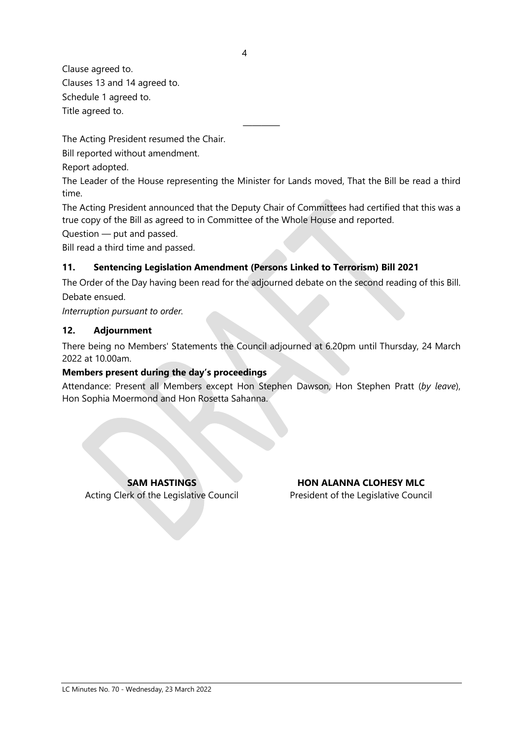Clause agreed to.
Clauses 13 and 14 agreed to.
Schedule 1 agreed to.
Title agreed to.

---

The Acting President resumed the Chair.

Bill reported without amendment.

Report adopted.

The Leader of the House representing the Minister for Lands moved, That the Bill be read a third time.

The Acting President announced that the Deputy Chair of Committees had certified that this was a true copy of the Bill as agreed to in Committee of the Whole House and reported.

Question — put and passed.

Bill read a third time and passed.

### 11. Sentencing Legislation Amendment (Persons Linked to Terrorism) Bill 2021

The Order of the Day having been read for the adjourned debate on the second reading of this Bill.

Debate ensued.

*Interruption pursuant to order.*

### 12. Adjournment

There being no Members' Statements the Council adjourned at 6.20pm until Thursday, 24 March 2022 at 10.00am.

**Members present during the day's proceedings**

Attendance: Present all Members except Hon Stephen Dawson, Hon Stephen Pratt (*by leave*), Hon Sophia Moermond and Hon Rosetta Sahanna.

**SAM HASTINGS**
Acting Clerk of the Legislative Council

**HON ALANNA CLOHESY MLC**
President of the Legislative Council